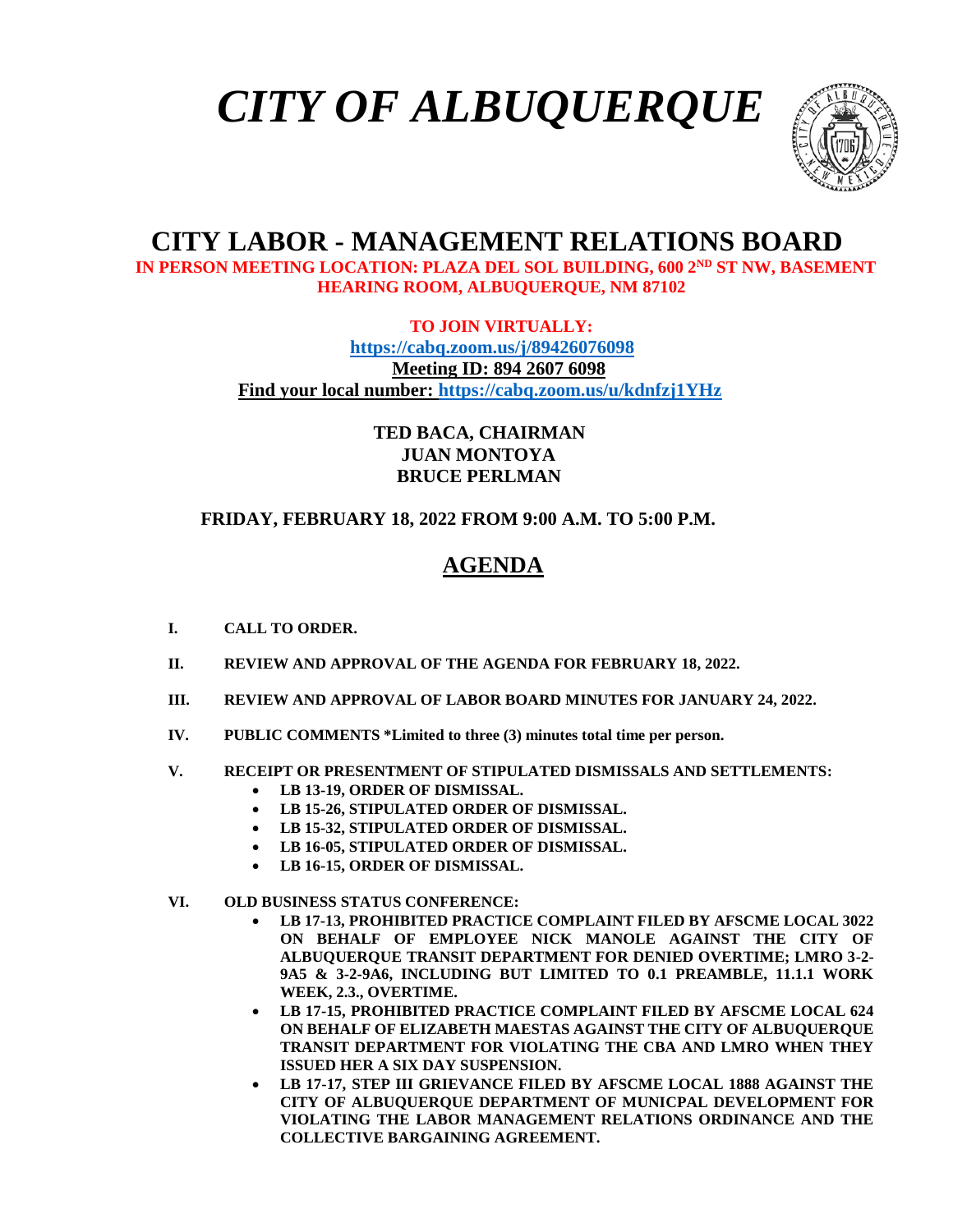# *CITY OF ALBUQUERQUE*

## CITY LABOR - MANAGEMENT RELATIONS BOARD

**IN PERSON MEETING LOCATION: PLAZA DEL SOL BUILDING, 600 2ND ST NW, BASEMENT HEARING ROOM, ALBUQUERQUE, NM 87102**

**TO JOIN VIRTUALLY:**
**https://cabq.zoom.us/j/89426076098**
**Meeting ID: 894 2607 6098**
**Find your local number: https://cabq.zoom.us/u/kdnfzj1YHz**

**TED BACA, CHAIRMAN**
**JUAN MONTOYA**
**BRUCE PERLMAN**

**FRIDAY, FEBRUARY 18, 2022 FROM 9:00 A.M. TO 5:00 P.M.**

## AGENDA

**I. CALL TO ORDER.**

**II. REVIEW AND APPROVAL OF THE AGENDA FOR FEBRUARY 18, 2022.**

**III. REVIEW AND APPROVAL OF LABOR BOARD MINUTES FOR JANUARY 24, 2022.**

**IV. PUBLIC COMMENTS *Limited to three (3) minutes total time per person.**

**V. RECEIPT OR PRESENTMENT OF STIPULATED DISMISSALS AND SETTLEMENTS:**

- **LB 13-19, ORDER OF DISMISSAL.**
- **LB 15-26, STIPULATED ORDER OF DISMISSAL.**
- **LB 15-32, STIPULATED ORDER OF DISMISSAL.**
- **LB 16-05, STIPULATED ORDER OF DISMISSAL.**
- **LB 16-15, ORDER OF DISMISSAL.**

**VI. OLD BUSINESS STATUS CONFERENCE:**

- **LB 17-13, PROHIBITED PRACTICE COMPLAINT FILED BY AFSCME LOCAL 3022 ON BEHALF OF EMPLOYEE NICK MANOLE AGAINST THE CITY OF ALBUQUERQUE TRANSIT DEPARTMENT FOR DENIED OVERTIME; LMRO 3-2-9A5 & 3-2-9A6, INCLUDING BUT LIMITED TO 0.1 PREAMBLE, 11.1.1 WORK WEEK, 2.3., OVERTIME.**
- **LB 17-15, PROHIBITED PRACTICE COMPLAINT FILED BY AFSCME LOCAL 624 ON BEHALF OF ELIZABETH MAESTAS AGAINST THE CITY OF ALBUQUERQUE TRANSIT DEPARTMENT FOR VIOLATING THE CBA AND LMRO WHEN THEY ISSUED HER A SIX DAY SUSPENSION.**
- **LB 17-17, STEP III GRIEVANCE FILED BY AFSCME LOCAL 1888 AGAINST THE CITY OF ALBUQUERQUE DEPARTMENT OF MUNICPAL DEVELOPMENT FOR VIOLATING THE LABOR MANAGEMENT RELATIONS ORDINANCE AND THE COLLECTIVE BARGAINING AGREEMENT.**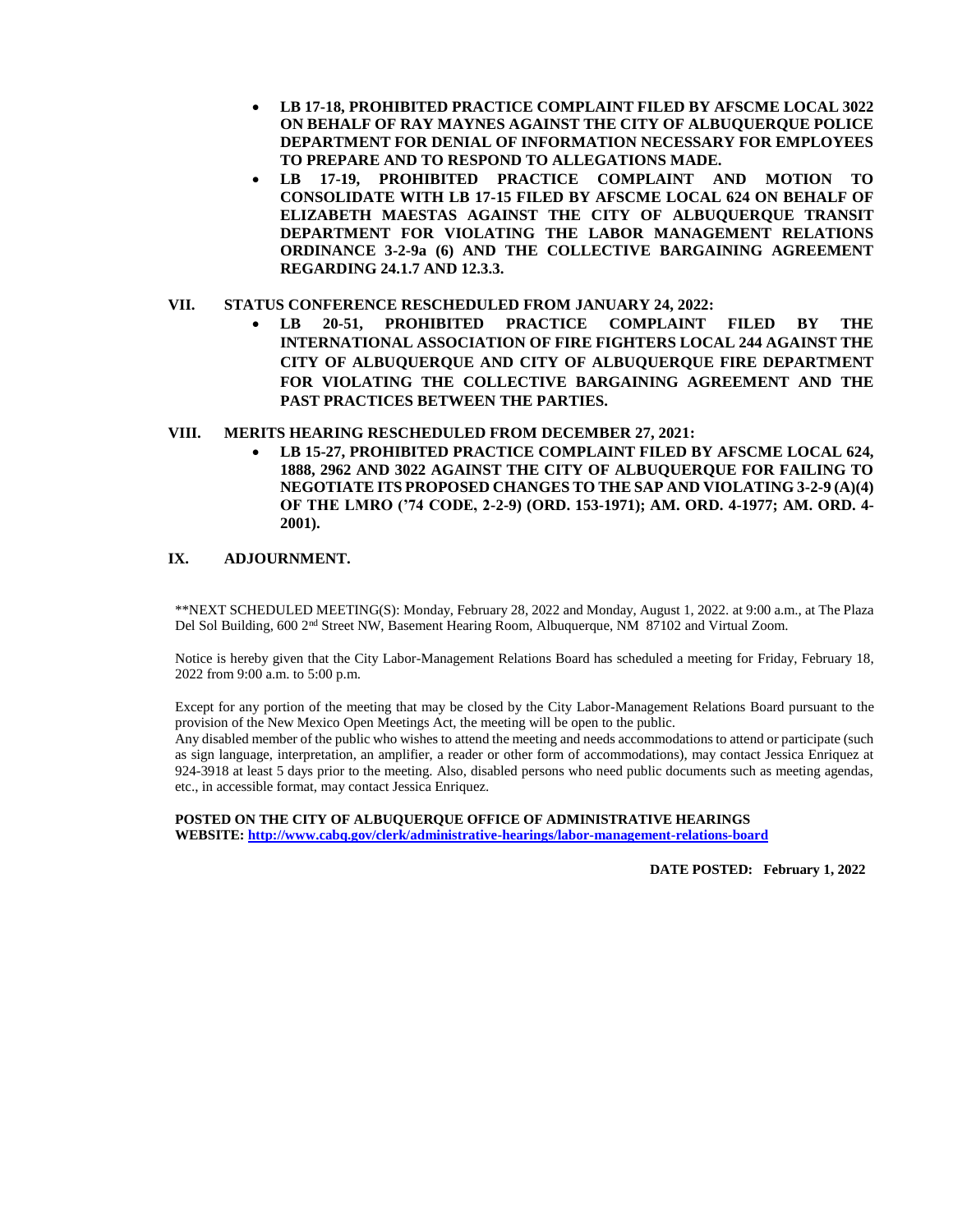- **LB 17-18, PROHIBITED PRACTICE COMPLAINT FILED BY AFSCME LOCAL 3022 ON BEHALF OF RAY MAYNES AGAINST THE CITY OF ALBUQUERQUE POLICE DEPARTMENT FOR DENIAL OF INFORMATION NECESSARY FOR EMPLOYEES TO PREPARE AND TO RESPOND TO ALLEGATIONS MADE.**
- **LB 17-19, PROHIBITED PRACTICE COMPLAINT AND MOTION TO CONSOLIDATE WITH LB 17-15 FILED BY AFSCME LOCAL 624 ON BEHALF OF ELIZABETH MAESTAS AGAINST THE CITY OF ALBUQUERQUE TRANSIT DEPARTMENT FOR VIOLATING THE LABOR MANAGEMENT RELATIONS ORDINANCE 3-2-9a (6) AND THE COLLECTIVE BARGAINING AGREEMENT REGARDING 24.1.7 AND 12.3.3.**

**VII. STATUS CONFERENCE RESCHEDULED FROM JANUARY 24, 2022:**

- **LB 20-51, PROHIBITED PRACTICE COMPLAINT FILED BY THE INTERNATIONAL ASSOCIATION OF FIRE FIGHTERS LOCAL 244 AGAINST THE CITY OF ALBUQUERQUE AND CITY OF ALBUQUERQUE FIRE DEPARTMENT FOR VIOLATING THE COLLECTIVE BARGAINING AGREEMENT AND THE PAST PRACTICES BETWEEN THE PARTIES.**

**VIII. MERITS HEARING RESCHEDULED FROM DECEMBER 27, 2021:**

- **LB 15-27, PROHIBITED PRACTICE COMPLAINT FILED BY AFSCME LOCAL 624, 1888, 2962 AND 3022 AGAINST THE CITY OF ALBUQUERQUE FOR FAILING TO NEGOTIATE ITS PROPOSED CHANGES TO THE SAP AND VIOLATING 3-2-9 (A)(4) OF THE LMRO ('74 CODE, 2-2-9) (ORD. 153-1971); AM. ORD. 4-1977; AM. ORD. 4-2001).**

**IX. ADJOURNMENT.**

**NEXT SCHEDULED MEETING(S): Monday, February 28, 2022 and Monday, August 1, 2022. at 9:00 a.m., at The Plaza Del Sol Building, 600 2nd Street NW, Basement Hearing Room, Albuquerque, NM 87102 and Virtual Zoom.

Notice is hereby given that the City Labor-Management Relations Board has scheduled a meeting for Friday, February 18, 2022 from 9:00 a.m. to 5:00 p.m.

Except for any portion of the meeting that may be closed by the City Labor-Management Relations Board pursuant to the provision of the New Mexico Open Meetings Act, the meeting will be open to the public.
Any disabled member of the public who wishes to attend the meeting and needs accommodations to attend or participate (such as sign language, interpretation, an amplifier, a reader or other form of accommodations), may contact Jessica Enriquez at 924-3918 at least 5 days prior to the meeting. Also, disabled persons who need public documents such as meeting agendas, etc., in accessible format, may contact Jessica Enriquez.

**POSTED ON THE CITY OF ALBUQUERQUE OFFICE OF ADMINISTRATIVE HEARINGS WEBSITE: http://www.cabq.gov/clerk/administrative-hearings/labor-management-relations-board**

**DATE POSTED: February 1, 2022**